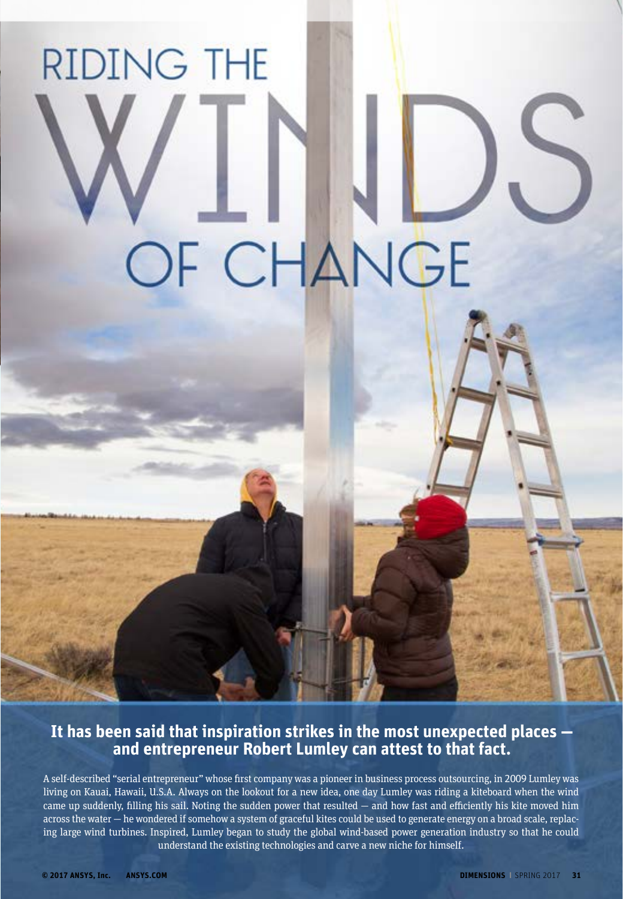# RIDING THE WINDS OF CHANGE

**It has been said that inspiration strikes in the most unexpected places — and entrepreneur Robert Lumley can attest to that fact.**

A self-described "serial entrepreneur" whose first company was a pioneer in business process outsourcing, in 2009 Lumley was living on Kauai, Hawaii, U.S.A. Always on the lookout for a new idea, one day Lumley was riding a kiteboard when the wind came up suddenly, filling his sail. Noting the sudden power that resulted — and how fast and efficiently his kite moved him across the water — he wondered if somehow a system of graceful kites could be used to generate energy on a broad scale, replacing large wind turbines. Inspired, Lumley began to study the global wind-based power generation industry so that he could understand the existing technologies and carve a new niche for himself.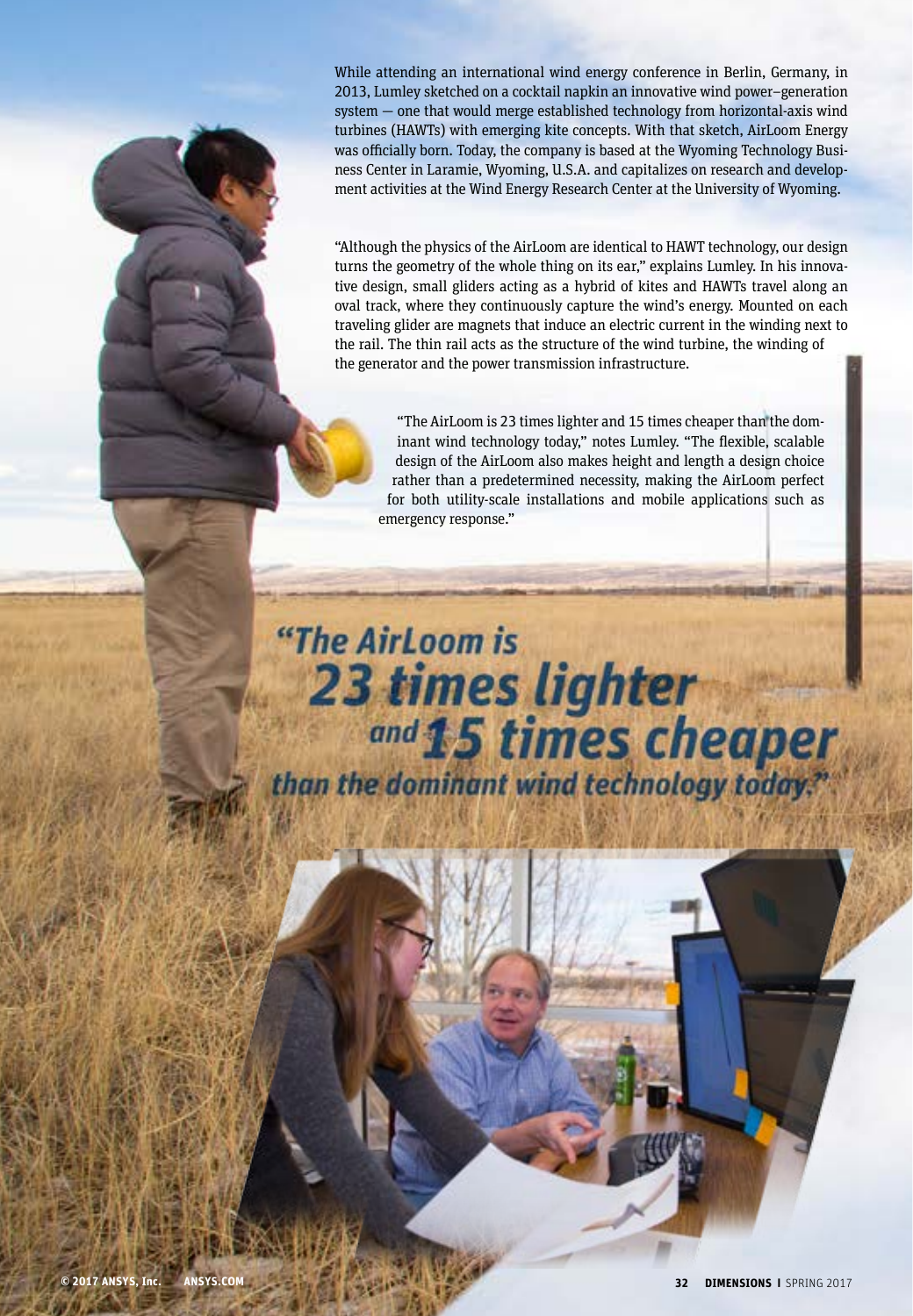While attending an international wind energy conference in Berlin, Germany, in 2013, Lumley sketched on a cocktail napkin an innovative wind power–generation system — one that would merge established technology from horizontal-axis wind turbines (HAWTs) with emerging kite concepts. With that sketch, AirLoom Energy was officially born. Today, the company is based at the Wyoming Technology Business Center in Laramie, Wyoming, U.S.A. and capitalizes on research and development activities at the Wind Energy Research Center at the University of Wyoming.

"Although the physics of the AirLoom are identical to HAWT technology, our design turns the geometry of the whole thing on its ear," explains Lumley. In his innovative design, small gliders acting as a hybrid of kites and HAWTs travel along an oval track, where they continuously capture the wind's energy. Mounted on each traveling glider are magnets that induce an electric current in the winding next to the rail. The thin rail acts as the structure of the wind turbine, the winding of the generator and the power transmission infrastructure.

"The AirLoom is 23 times lighter and 15 times cheaper than the dominant wind technology today," notes Lumley. "The flexible, scalable design of the AirLoom also makes height and length a design choice rather than a predetermined necessity, making the AirLoom perfect for both utility-scale installations and mobile applications such as emergency response."

***"The AirLoom is 23 times lighter and 15 times cheaper than the dominant wind technology today."***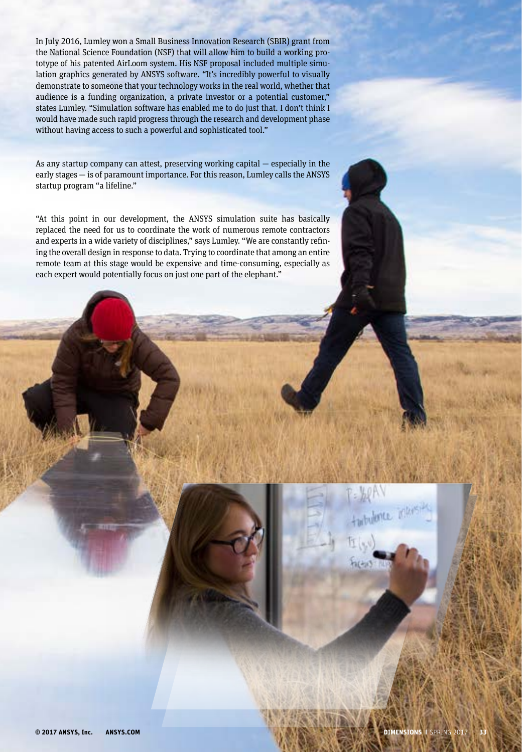In July 2016, Lumley won a Small Business Innovation Research (SBIR) grant from the National Science Foundation (NSF) that will allow him to build a working prototype of his patented AirLoom system. His NSF proposal included multiple simulation graphics generated by ANSYS software. "It's incredibly powerful to visually demonstrate to someone that your technology works in the real world, whether that audience is a funding organization, a private investor or a potential customer," states Lumley. "Simulation software has enabled me to do just that. I don't think I would have made such rapid progress through the research and development phase without having access to such a powerful and sophisticated tool."

As any startup company can attest, preserving working capital — especially in the early stages — is of paramount importance. For this reason, Lumley calls the ANSYS startup program "a lifeline."

"At this point in our development, the ANSYS simulation suite has basically replaced the need for us to coordinate the work of numerous remote contractors and experts in a wide variety of disciplines," says Lumley. "We are constantly refining the overall design in response to data. Trying to coordinate that among an entire remote team at this stage would be expensive and time-consuming, especially as each expert would potentially focus on just one part of the elephant."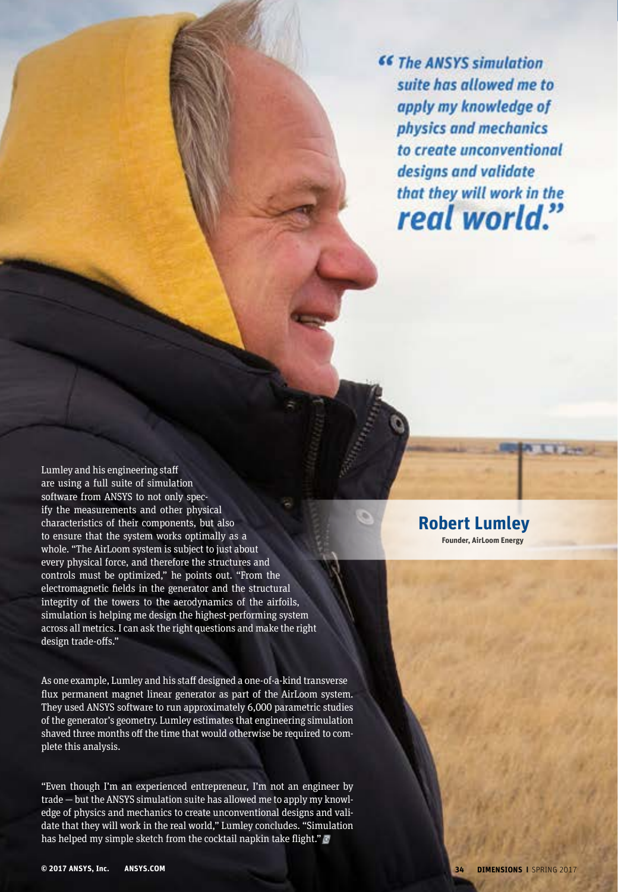> *"The ANSYS simulation suite has allowed me to apply my knowledge of physics and mechanics to create unconventional designs and validate that they will work in the* ***real world."***

**Robert Lumley**
**Founder, AirLoom Energy**

Lumley and his engineering staff are using a full suite of simulation software from ANSYS to not only specify the measurements and other physical characteristics of their components, but also to ensure that the system works optimally as a whole. "The AirLoom system is subject to just about every physical force, and therefore the structures and controls must be optimized," he points out. "From the electromagnetic fields in the generator and the structural integrity of the towers to the aerodynamics of the airfoils, simulation is helping me design the highest-performing system across all metrics. I can ask the right questions and make the right design trade-offs."

As one example, Lumley and his staff designed a one-of-a-kind transverse flux permanent magnet linear generator as part of the AirLoom system. They used ANSYS software to run approximately 6,000 parametric studies of the generator's geometry. Lumley estimates that engineering simulation shaved three months off the time that would otherwise be required to complete this analysis.

"Even though I'm an experienced entrepreneur, I'm not an engineer by trade — but the ANSYS simulation suite has allowed me to apply my knowledge of physics and mechanics to create unconventional designs and validate that they will work in the real world," Lumley concludes. "Simulation has helped my simple sketch from the cocktail napkin take flight."